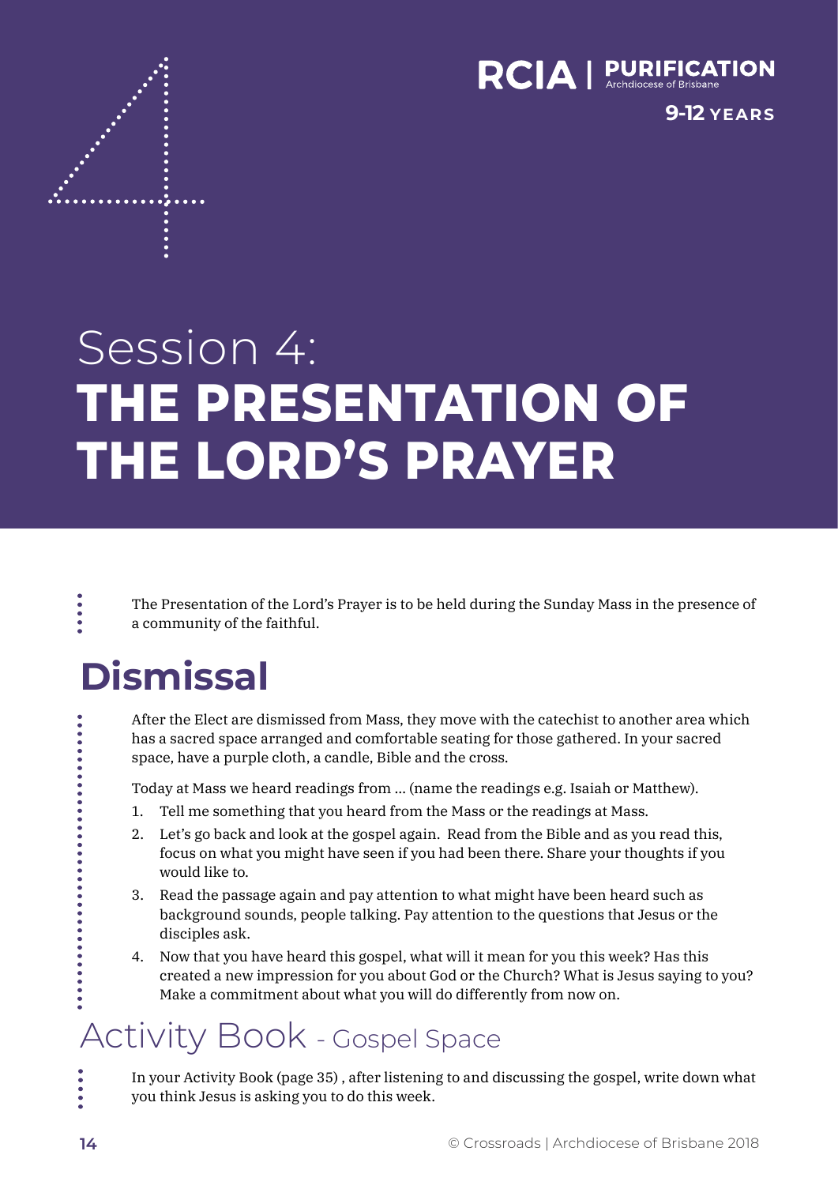RCIA | PURIFICATION
Archdiocese of Brisbane

9-12 YEARS

# Session 4: THE PRESENTATION OF THE LORD'S PRAYER

The Presentation of the Lord's Prayer is to be held during the Sunday Mass in the presence of a community of the faithful.

## Dismissal

After the Elect are dismissed from Mass, they move with the catechist to another area which has a sacred space arranged and comfortable seating for those gathered. In your sacred space, have a purple cloth, a candle, Bible and the cross.

Today at Mass we heard readings from ... (name the readings e.g. Isaiah or Matthew).

1. Tell me something that you heard from the Mass or the readings at Mass.
2. Let's go back and look at the gospel again. Read from the Bible and as you read this, focus on what you might have seen if you had been there. Share your thoughts if you would like to.
3. Read the passage again and pay attention to what might have been heard such as background sounds, people talking. Pay attention to the questions that Jesus or the disciples ask.
4. Now that you have heard this gospel, what will it mean for you this week? Has this created a new impression for you about God or the Church? What is Jesus saying to you? Make a commitment about what you will do differently from now on.

## Activity Book - Gospel Space

In your Activity Book (page 35) , after listening to and discussing the gospel, write down what you think Jesus is asking you to do this week.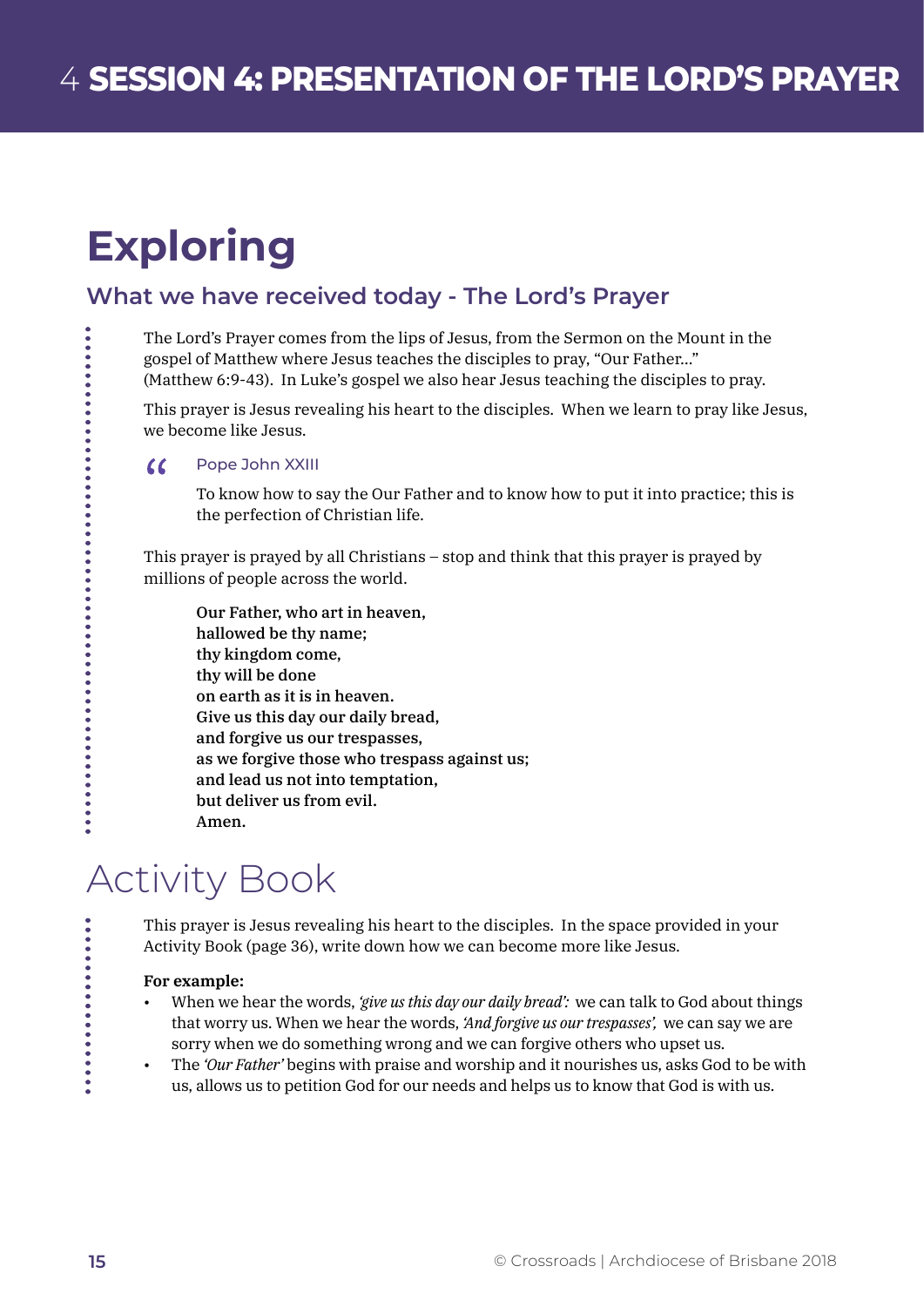// SESSION 4: PRESENTATION OF THE LORD'S PRAYER

# Exploring

## What we have received today - The Lord's Prayer

The Lord's Prayer comes from the lips of Jesus, from the Sermon on the Mount in the gospel of Matthew where Jesus teaches the disciples to pray, "Our Father..." (Matthew 6:9-43). In Luke's gospel we also hear Jesus teaching the disciples to pray.

This prayer is Jesus revealing his heart to the disciples. When we learn to pray like Jesus, we become like Jesus.

> **Pope John XXIII**
>
> To know how to say the Our Father and to know how to put it into practice; this is the perfection of Christian life.

This prayer is prayed by all Christians – stop and think that this prayer is prayed by millions of people across the world.

**Our Father, who art in heaven,**
**hallowed be thy name;**
**thy kingdom come,**
**thy will be done**
**on earth as it is in heaven.**
**Give us this day our daily bread,**
**and forgive us our trespasses,**
**as we forgive those who trespass against us;**
**and lead us not into temptation,**
**but deliver us from evil.**
**Amen.**

# Activity Book

This prayer is Jesus revealing his heart to the disciples. In the space provided in your Activity Book (page 36), write down how we can become more like Jesus.

**For example:**

- When we hear the words, *'give us this day our daily bread':* we can talk to God about things that worry us. When we hear the words, *'And forgive us our trespasses',* we can say we are sorry when we do something wrong and we can forgive others who upset us.
- The *'Our Father'* begins with praise and worship and it nourishes us, asks God to be with us, allows us to petition God for our needs and helps us to know that God is with us.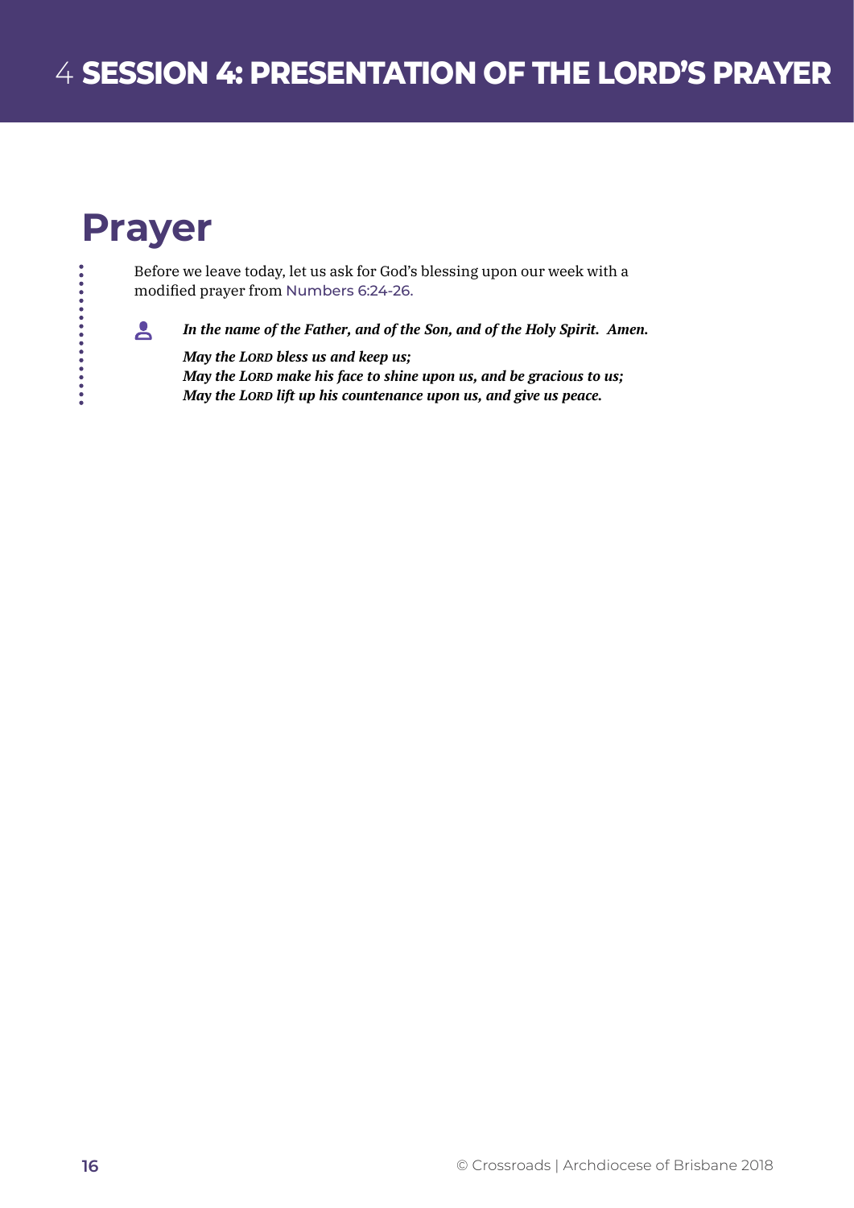# 4 SESSION 4: PRESENTATION OF THE LORD'S PRAYER

## Prayer

Before we leave today, let us ask for God's blessing upon our week with a modified prayer from Numbers 6:24-26.

***In the name of the Father, and of the Son, and of the Holy Spirit. Amen.***

***May the LORD bless us and keep us;***
***May the LORD make his face to shine upon us, and be gracious to us;***
***May the LORD lift up his countenance upon us, and give us peace.***

© Crossroads | Archdiocese of Brisbane 2018